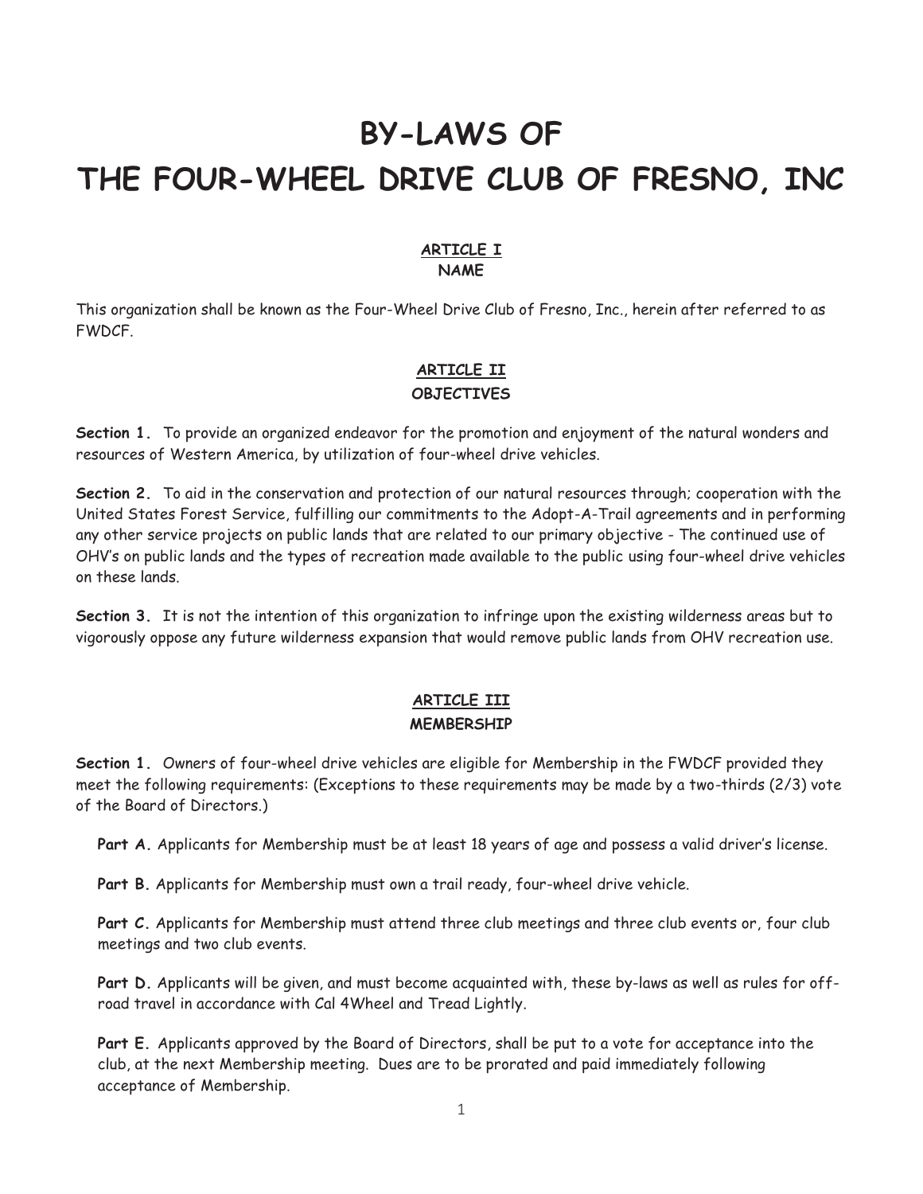# BY-LAWS OF
# THE FOUR-WHEEL DRIVE CLUB OF FRESNO, INC

## ARTICLE I
## NAME

This organization shall be known as the Four-Wheel Drive Club of Fresno, Inc., herein after referred to as FWDCF.

## ARTICLE II
## OBJECTIVES

**Section 1.** To provide an organized endeavor for the promotion and enjoyment of the natural wonders and resources of Western America, by utilization of four-wheel drive vehicles.

**Section 2.** To aid in the conservation and protection of our natural resources through; cooperation with the United States Forest Service, fulfilling our commitments to the Adopt-A-Trail agreements and in performing any other service projects on public lands that are related to our primary objective - The continued use of OHV's on public lands and the types of recreation made available to the public using four-wheel drive vehicles on these lands.

**Section 3.** It is not the intention of this organization to infringe upon the existing wilderness areas but to vigorously oppose any future wilderness expansion that would remove public lands from OHV recreation use.

## ARTICLE III
## MEMBERSHIP

**Section 1.** Owners of four-wheel drive vehicles are eligible for Membership in the FWDCF provided they meet the following requirements: (Exceptions to these requirements may be made by a two-thirds (2/3) vote of the Board of Directors.)

**Part A.** Applicants for Membership must be at least 18 years of age and possess a valid driver's license.

**Part B.** Applicants for Membership must own a trail ready, four-wheel drive vehicle.

**Part C.** Applicants for Membership must attend three club meetings and three club events or, four club meetings and two club events.

**Part D.** Applicants will be given, and must become acquainted with, these by-laws as well as rules for off-road travel in accordance with Cal 4Wheel and Tread Lightly.

**Part E.** Applicants approved by the Board of Directors, shall be put to a vote for acceptance into the club, at the next Membership meeting. Dues are to be prorated and paid immediately following acceptance of Membership.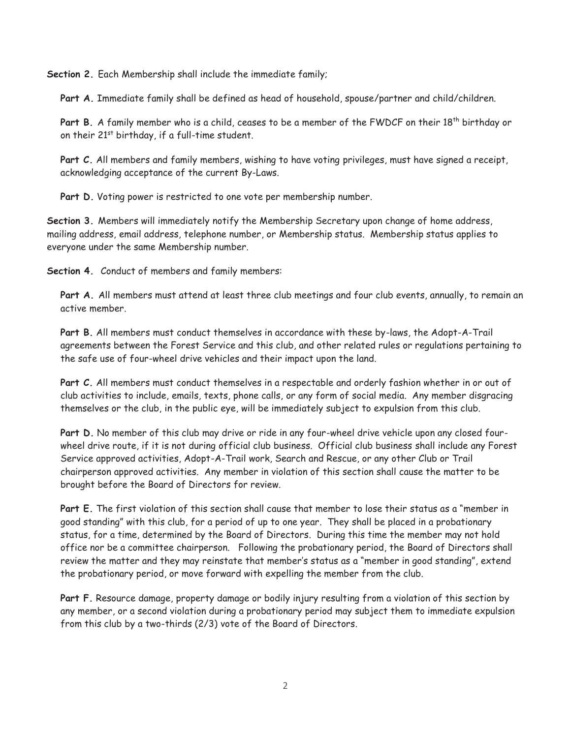**Section 2.** Each Membership shall include the immediate family;

**Part A.** Immediate family shall be defined as head of household, spouse/partner and child/children.

**Part B.** A family member who is a child, ceases to be a member of the FWDCF on their 18th birthday or on their 21st birthday, if a full-time student.

**Part C.** All members and family members, wishing to have voting privileges, must have signed a receipt, acknowledging acceptance of the current By-Laws.

**Part D.** Voting power is restricted to one vote per membership number.

**Section 3.** Members will immediately notify the Membership Secretary upon change of home address, mailing address, email address, telephone number, or Membership status. Membership status applies to everyone under the same Membership number.

**Section 4.** Conduct of members and family members:

**Part A.** All members must attend at least three club meetings and four club events, annually, to remain an active member.

**Part B.** All members must conduct themselves in accordance with these by-laws, the Adopt-A-Trail agreements between the Forest Service and this club, and other related rules or regulations pertaining to the safe use of four-wheel drive vehicles and their impact upon the land.

**Part C.** All members must conduct themselves in a respectable and orderly fashion whether in or out of club activities to include, emails, texts, phone calls, or any form of social media. Any member disgracing themselves or the club, in the public eye, will be immediately subject to expulsion from this club.

**Part D.** No member of this club may drive or ride in any four-wheel drive vehicle upon any closed four-wheel drive route, if it is not during official club business. Official club business shall include any Forest Service approved activities, Adopt-A-Trail work, Search and Rescue, or any other Club or Trail chairperson approved activities. Any member in violation of this section shall cause the matter to be brought before the Board of Directors for review.

**Part E.** The first violation of this section shall cause that member to lose their status as a "member in good standing" with this club, for a period of up to one year. They shall be placed in a probationary status, for a time, determined by the Board of Directors. During this time the member may not hold office nor be a committee chairperson. Following the probationary period, the Board of Directors shall review the matter and they may reinstate that member's status as a "member in good standing", extend the probationary period, or move forward with expelling the member from the club.

**Part F.** Resource damage, property damage or bodily injury resulting from a violation of this section by any member, or a second violation during a probationary period may subject them to immediate expulsion from this club by a two-thirds (2/3) vote of the Board of Directors.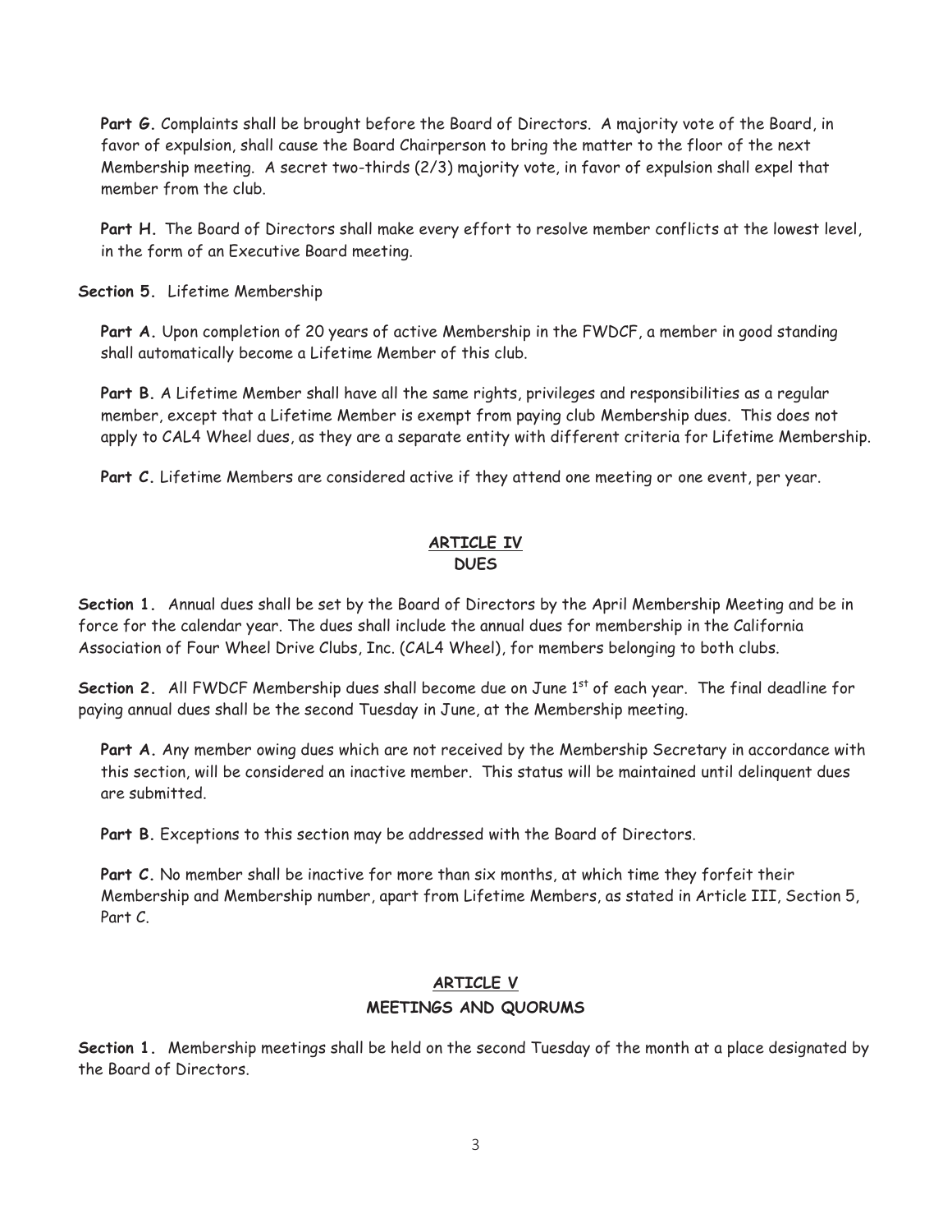**Part G.** Complaints shall be brought before the Board of Directors. A majority vote of the Board, in favor of expulsion, shall cause the Board Chairperson to bring the matter to the floor of the next Membership meeting. A secret two-thirds (2/3) majority vote, in favor of expulsion shall expel that member from the club.

**Part H.** The Board of Directors shall make every effort to resolve member conflicts at the lowest level, in the form of an Executive Board meeting.

**Section 5.** Lifetime Membership

**Part A.** Upon completion of 20 years of active Membership in the FWDCF, a member in good standing shall automatically become a Lifetime Member of this club.

**Part B.** A Lifetime Member shall have all the same rights, privileges and responsibilities as a regular member, except that a Lifetime Member is exempt from paying club Membership dues. This does not apply to CAL4 Wheel dues, as they are a separate entity with different criteria for Lifetime Membership.

**Part C.** Lifetime Members are considered active if they attend one meeting or one event, per year.

## ARTICLE IV
## DUES

**Section 1.** Annual dues shall be set by the Board of Directors by the April Membership Meeting and be in force for the calendar year. The dues shall include the annual dues for membership in the California Association of Four Wheel Drive Clubs, Inc. (CAL4 Wheel), for members belonging to both clubs.

**Section 2.** All FWDCF Membership dues shall become due on June 1st of each year. The final deadline for paying annual dues shall be the second Tuesday in June, at the Membership meeting.

**Part A.** Any member owing dues which are not received by the Membership Secretary in accordance with this section, will be considered an inactive member. This status will be maintained until delinquent dues are submitted.

**Part B.** Exceptions to this section may be addressed with the Board of Directors.

**Part C.** No member shall be inactive for more than six months, at which time they forfeit their Membership and Membership number, apart from Lifetime Members, as stated in Article III, Section 5, Part C.

## ARTICLE V
## MEETINGS AND QUORUMS

**Section 1.** Membership meetings shall be held on the second Tuesday of the month at a place designated by the Board of Directors.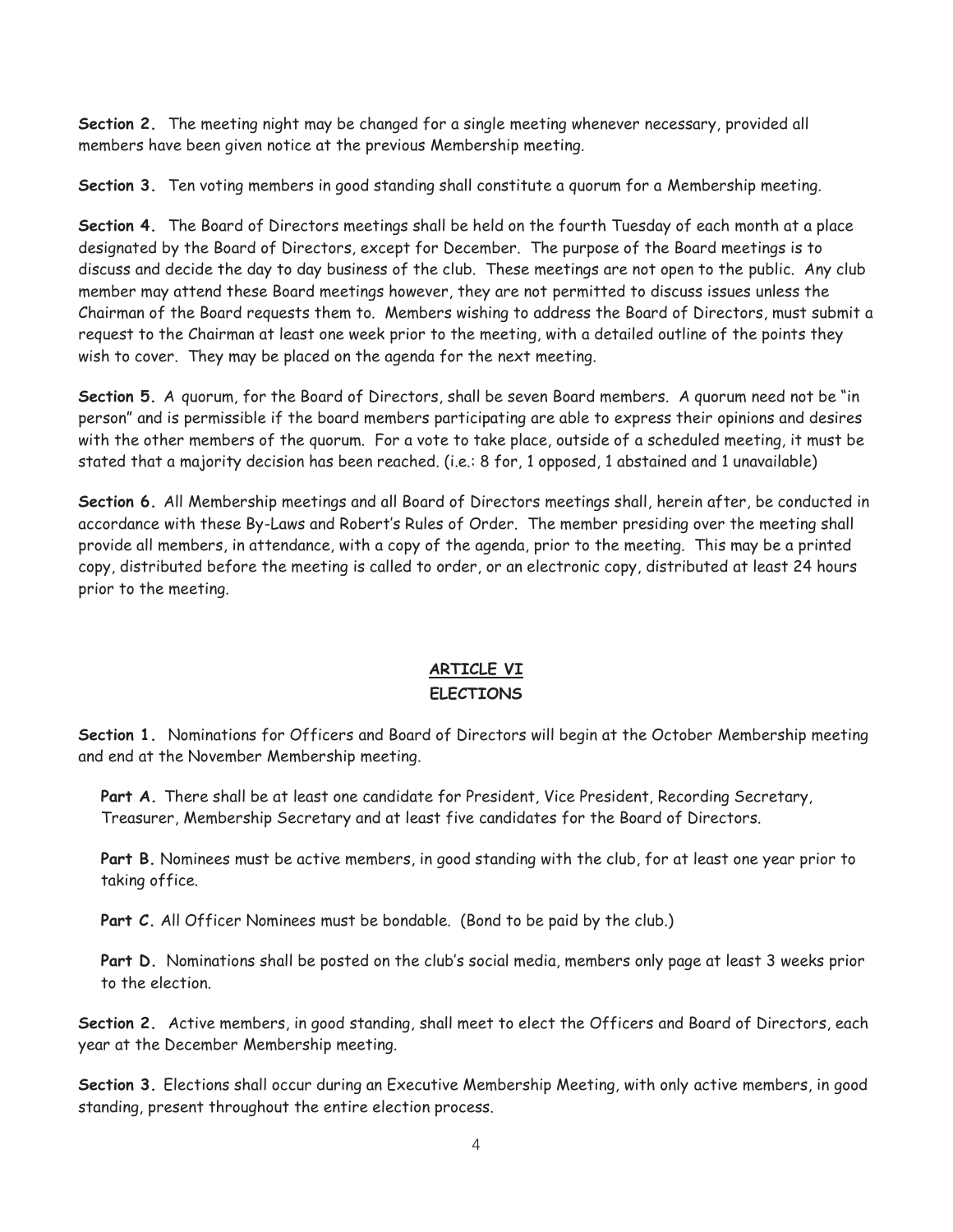**Section 2.** The meeting night may be changed for a single meeting whenever necessary, provided all members have been given notice at the previous Membership meeting.

**Section 3.** Ten voting members in good standing shall constitute a quorum for a Membership meeting.

**Section 4.** The Board of Directors meetings shall be held on the fourth Tuesday of each month at a place designated by the Board of Directors, except for December. The purpose of the Board meetings is to discuss and decide the day to day business of the club. These meetings are not open to the public. Any club member may attend these Board meetings however, they are not permitted to discuss issues unless the Chairman of the Board requests them to. Members wishing to address the Board of Directors, must submit a request to the Chairman at least one week prior to the meeting, with a detailed outline of the points they wish to cover. They may be placed on the agenda for the next meeting.

**Section 5.** A quorum, for the Board of Directors, shall be seven Board members. A quorum need not be "in person" and is permissible if the board members participating are able to express their opinions and desires with the other members of the quorum. For a vote to take place, outside of a scheduled meeting, it must be stated that a majority decision has been reached. (i.e.: 8 for, 1 opposed, 1 abstained and 1 unavailable)

**Section 6.** All Membership meetings and all Board of Directors meetings shall, herein after, be conducted in accordance with these By-Laws and Robert's Rules of Order. The member presiding over the meeting shall provide all members, in attendance, with a copy of the agenda, prior to the meeting. This may be a printed copy, distributed before the meeting is called to order, or an electronic copy, distributed at least 24 hours prior to the meeting.

## ARTICLE VI
## ELECTIONS

**Section 1.** Nominations for Officers and Board of Directors will begin at the October Membership meeting and end at the November Membership meeting.

**Part A.** There shall be at least one candidate for President, Vice President, Recording Secretary, Treasurer, Membership Secretary and at least five candidates for the Board of Directors.

**Part B.** Nominees must be active members, in good standing with the club, for at least one year prior to taking office.

**Part C.** All Officer Nominees must be bondable. (Bond to be paid by the club.)

**Part D.** Nominations shall be posted on the club's social media, members only page at least 3 weeks prior to the election.

**Section 2.** Active members, in good standing, shall meet to elect the Officers and Board of Directors, each year at the December Membership meeting.

**Section 3.** Elections shall occur during an Executive Membership Meeting, with only active members, in good standing, present throughout the entire election process.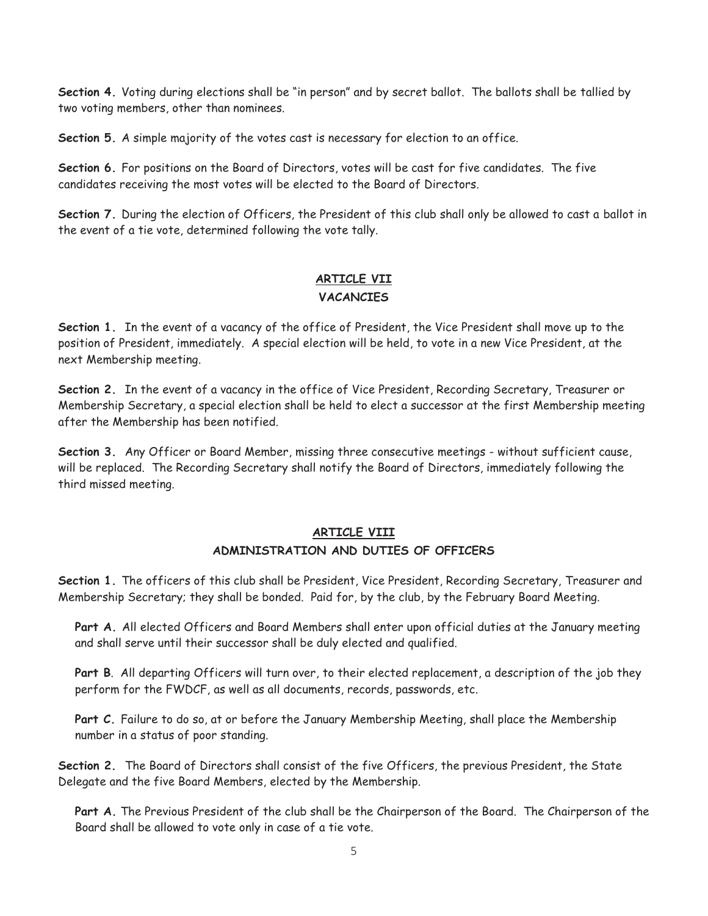**Section 4.** Voting during elections shall be "in person" and by secret ballot. The ballots shall be tallied by two voting members, other than nominees.

**Section 5.** A simple majority of the votes cast is necessary for election to an office.

**Section 6.** For positions on the Board of Directors, votes will be cast for five candidates. The five candidates receiving the most votes will be elected to the Board of Directors.

**Section 7.** During the election of Officers, the President of this club shall only be allowed to cast a ballot in the event of a tie vote, determined following the vote tally.

## ARTICLE VII
## VACANCIES

**Section 1.** In the event of a vacancy of the office of President, the Vice President shall move up to the position of President, immediately. A special election will be held, to vote in a new Vice President, at the next Membership meeting.

**Section 2.** In the event of a vacancy in the office of Vice President, Recording Secretary, Treasurer or Membership Secretary, a special election shall be held to elect a successor at the first Membership meeting after the Membership has been notified.

**Section 3.** Any Officer or Board Member, missing three consecutive meetings - without sufficient cause, will be replaced. The Recording Secretary shall notify the Board of Directors, immediately following the third missed meeting.

## ARTICLE VIII
## ADMINISTRATION AND DUTIES OF OFFICERS

**Section 1.** The officers of this club shall be President, Vice President, Recording Secretary, Treasurer and Membership Secretary; they shall be bonded. Paid for, by the club, by the February Board Meeting.

**Part A.** All elected Officers and Board Members shall enter upon official duties at the January meeting and shall serve until their successor shall be duly elected and qualified.

**Part B**. All departing Officers will turn over, to their elected replacement, a description of the job they perform for the FWDCF, as well as all documents, records, passwords, etc.

**Part C.** Failure to do so, at or before the January Membership Meeting, shall place the Membership number in a status of poor standing.

**Section 2.** The Board of Directors shall consist of the five Officers, the previous President, the State Delegate and the five Board Members, elected by the Membership.

**Part A.** The Previous President of the club shall be the Chairperson of the Board. The Chairperson of the Board shall be allowed to vote only in case of a tie vote.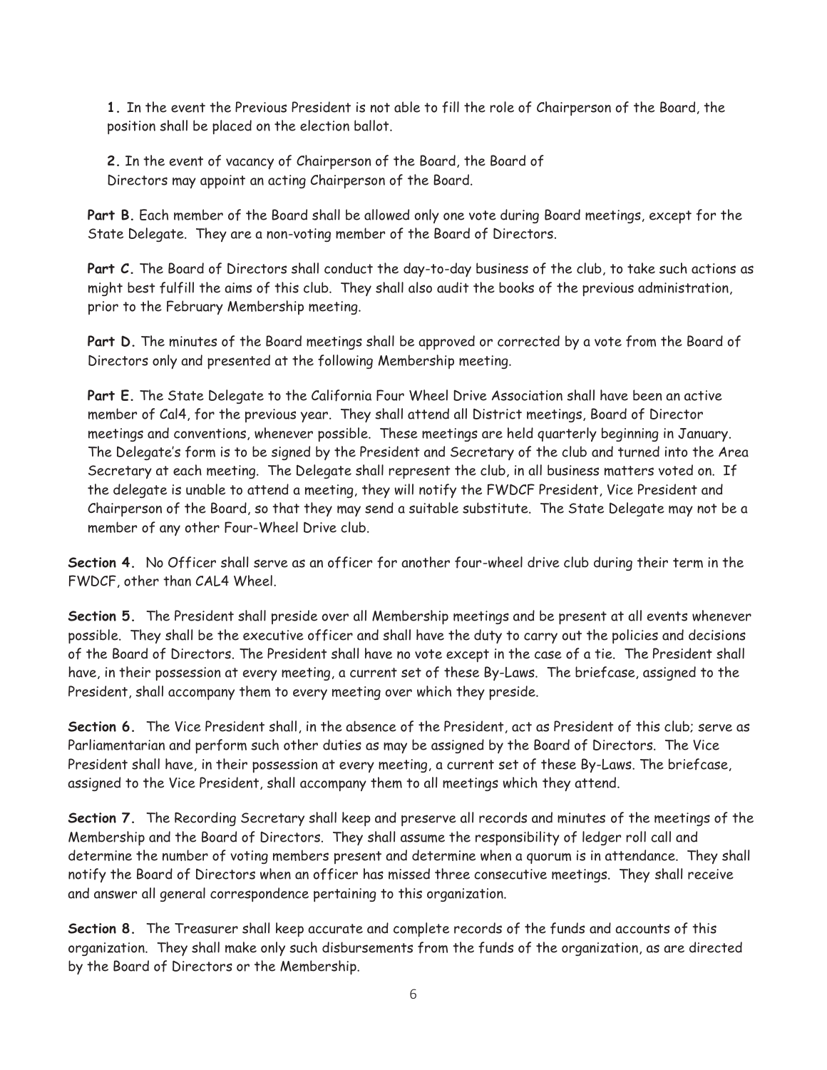1. In the event the Previous President is not able to fill the role of Chairperson of the Board, the position shall be placed on the election ballot.

2. In the event of vacancy of Chairperson of the Board, the Board of Directors may appoint an acting Chairperson of the Board.

**Part B.** Each member of the Board shall be allowed only one vote during Board meetings, except for the State Delegate. They are a non-voting member of the Board of Directors.

**Part C.** The Board of Directors shall conduct the day-to-day business of the club, to take such actions as might best fulfill the aims of this club. They shall also audit the books of the previous administration, prior to the February Membership meeting.

**Part D.** The minutes of the Board meetings shall be approved or corrected by a vote from the Board of Directors only and presented at the following Membership meeting.

**Part E.** The State Delegate to the California Four Wheel Drive Association shall have been an active member of Cal4, for the previous year. They shall attend all District meetings, Board of Director meetings and conventions, whenever possible. These meetings are held quarterly beginning in January. The Delegate's form is to be signed by the President and Secretary of the club and turned into the Area Secretary at each meeting. The Delegate shall represent the club, in all business matters voted on. If the delegate is unable to attend a meeting, they will notify the FWDCF President, Vice President and Chairperson of the Board, so that they may send a suitable substitute. The State Delegate may not be a member of any other Four-Wheel Drive club.

**Section 4.** No Officer shall serve as an officer for another four-wheel drive club during their term in the FWDCF, other than CAL4 Wheel.

**Section 5.** The President shall preside over all Membership meetings and be present at all events whenever possible. They shall be the executive officer and shall have the duty to carry out the policies and decisions of the Board of Directors. The President shall have no vote except in the case of a tie. The President shall have, in their possession at every meeting, a current set of these By-Laws. The briefcase, assigned to the President, shall accompany them to every meeting over which they preside.

**Section 6.** The Vice President shall, in the absence of the President, act as President of this club; serve as Parliamentarian and perform such other duties as may be assigned by the Board of Directors. The Vice President shall have, in their possession at every meeting, a current set of these By-Laws. The briefcase, assigned to the Vice President, shall accompany them to all meetings which they attend.

**Section 7.** The Recording Secretary shall keep and preserve all records and minutes of the meetings of the Membership and the Board of Directors. They shall assume the responsibility of ledger roll call and determine the number of voting members present and determine when a quorum is in attendance. They shall notify the Board of Directors when an officer has missed three consecutive meetings. They shall receive and answer all general correspondence pertaining to this organization.

**Section 8.** The Treasurer shall keep accurate and complete records of the funds and accounts of this organization. They shall make only such disbursements from the funds of the organization, as are directed by the Board of Directors or the Membership.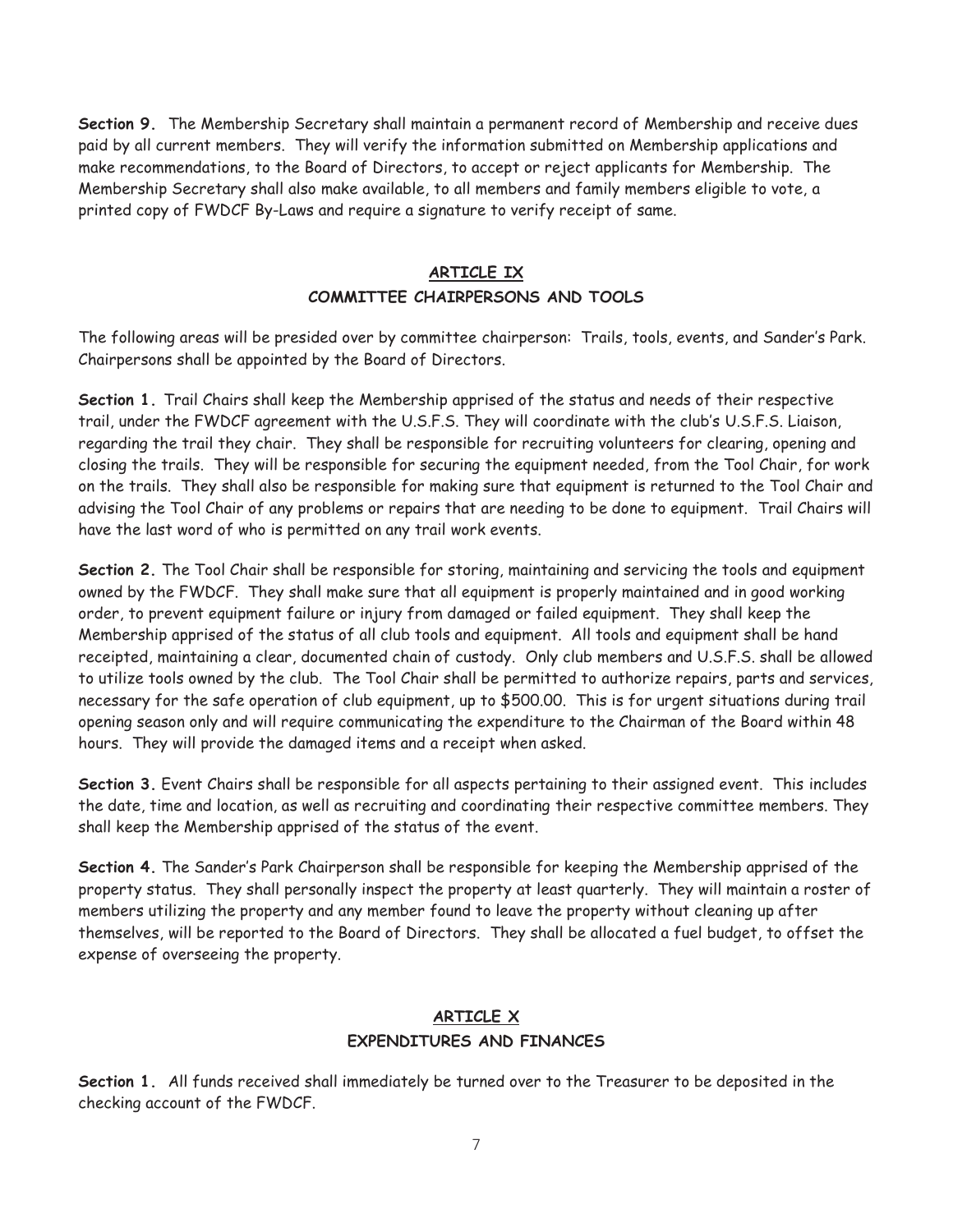**Section 9.** The Membership Secretary shall maintain a permanent record of Membership and receive dues paid by all current members. They will verify the information submitted on Membership applications and make recommendations, to the Board of Directors, to accept or reject applicants for Membership. The Membership Secretary shall also make available, to all members and family members eligible to vote, a printed copy of FWDCF By-Laws and require a signature to verify receipt of same.

## ARTICLE IX
## COMMITTEE CHAIRPERSONS AND TOOLS

The following areas will be presided over by committee chairperson: Trails, tools, events, and Sander's Park. Chairpersons shall be appointed by the Board of Directors.

**Section 1.** Trail Chairs shall keep the Membership apprised of the status and needs of their respective trail, under the FWDCF agreement with the U.S.F.S. They will coordinate with the club's U.S.F.S. Liaison, regarding the trail they chair. They shall be responsible for recruiting volunteers for clearing, opening and closing the trails. They will be responsible for securing the equipment needed, from the Tool Chair, for work on the trails. They shall also be responsible for making sure that equipment is returned to the Tool Chair and advising the Tool Chair of any problems or repairs that are needing to be done to equipment. Trail Chairs will have the last word of who is permitted on any trail work events.

**Section 2.** The Tool Chair shall be responsible for storing, maintaining and servicing the tools and equipment owned by the FWDCF. They shall make sure that all equipment is properly maintained and in good working order, to prevent equipment failure or injury from damaged or failed equipment. They shall keep the Membership apprised of the status of all club tools and equipment. All tools and equipment shall be hand receipted, maintaining a clear, documented chain of custody. Only club members and U.S.F.S. shall be allowed to utilize tools owned by the club. The Tool Chair shall be permitted to authorize repairs, parts and services, necessary for the safe operation of club equipment, up to $500.00. This is for urgent situations during trail opening season only and will require communicating the expenditure to the Chairman of the Board within 48 hours. They will provide the damaged items and a receipt when asked.

**Section 3.** Event Chairs shall be responsible for all aspects pertaining to their assigned event. This includes the date, time and location, as well as recruiting and coordinating their respective committee members. They shall keep the Membership apprised of the status of the event.

**Section 4.** The Sander's Park Chairperson shall be responsible for keeping the Membership apprised of the property status. They shall personally inspect the property at least quarterly. They will maintain a roster of members utilizing the property and any member found to leave the property without cleaning up after themselves, will be reported to the Board of Directors. They shall be allocated a fuel budget, to offset the expense of overseeing the property.

## ARTICLE X
## EXPENDITURES AND FINANCES

**Section 1.** All funds received shall immediately be turned over to the Treasurer to be deposited in the checking account of the FWDCF.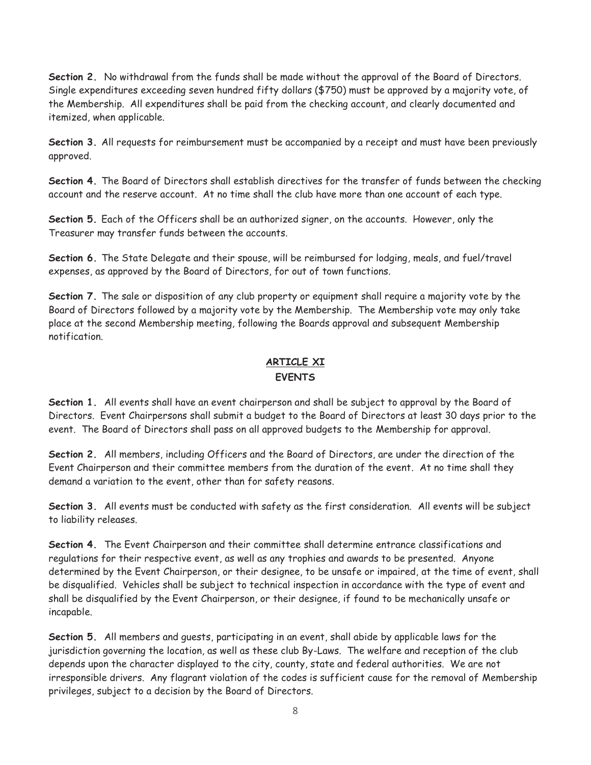**Section 2.** No withdrawal from the funds shall be made without the approval of the Board of Directors. Single expenditures exceeding seven hundred fifty dollars ($750) must be approved by a majority vote, of the Membership. All expenditures shall be paid from the checking account, and clearly documented and itemized, when applicable.

**Section 3.** All requests for reimbursement must be accompanied by a receipt and must have been previously approved.

**Section 4.** The Board of Directors shall establish directives for the transfer of funds between the checking account and the reserve account. At no time shall the club have more than one account of each type.

**Section 5.** Each of the Officers shall be an authorized signer, on the accounts. However, only the Treasurer may transfer funds between the accounts.

**Section 6.** The State Delegate and their spouse, will be reimbursed for lodging, meals, and fuel/travel expenses, as approved by the Board of Directors, for out of town functions.

**Section 7.** The sale or disposition of any club property or equipment shall require a majority vote by the Board of Directors followed by a majority vote by the Membership. The Membership vote may only take place at the second Membership meeting, following the Boards approval and subsequent Membership notification.

## ARTICLE XI
## EVENTS

**Section 1.** All events shall have an event chairperson and shall be subject to approval by the Board of Directors. Event Chairpersons shall submit a budget to the Board of Directors at least 30 days prior to the event. The Board of Directors shall pass on all approved budgets to the Membership for approval.

**Section 2.** All members, including Officers and the Board of Directors, are under the direction of the Event Chairperson and their committee members from the duration of the event. At no time shall they demand a variation to the event, other than for safety reasons.

**Section 3.** All events must be conducted with safety as the first consideration. All events will be subject to liability releases.

**Section 4.** The Event Chairperson and their committee shall determine entrance classifications and regulations for their respective event, as well as any trophies and awards to be presented. Anyone determined by the Event Chairperson, or their designee, to be unsafe or impaired, at the time of event, shall be disqualified. Vehicles shall be subject to technical inspection in accordance with the type of event and shall be disqualified by the Event Chairperson, or their designee, if found to be mechanically unsafe or incapable.

**Section 5.** All members and guests, participating in an event, shall abide by applicable laws for the jurisdiction governing the location, as well as these club By-Laws. The welfare and reception of the club depends upon the character displayed to the city, county, state and federal authorities. We are not irresponsible drivers. Any flagrant violation of the codes is sufficient cause for the removal of Membership privileges, subject to a decision by the Board of Directors.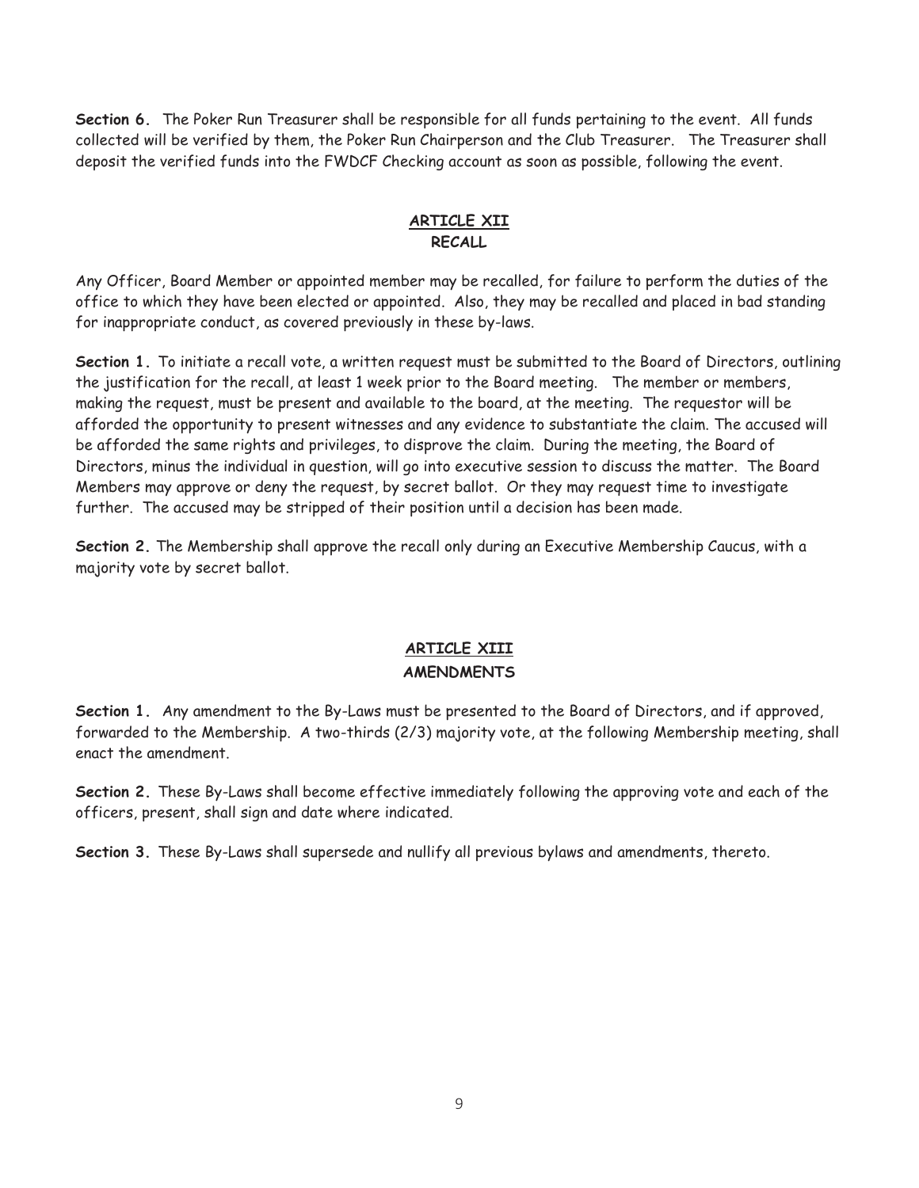**Section 6.** The Poker Run Treasurer shall be responsible for all funds pertaining to the event. All funds collected will be verified by them, the Poker Run Chairperson and the Club Treasurer. The Treasurer shall deposit the verified funds into the FWDCF Checking account as soon as possible, following the event.

## ARTICLE XII
## RECALL

Any Officer, Board Member or appointed member may be recalled, for failure to perform the duties of the office to which they have been elected or appointed. Also, they may be recalled and placed in bad standing for inappropriate conduct, as covered previously in these by-laws.

**Section 1.** To initiate a recall vote, a written request must be submitted to the Board of Directors, outlining the justification for the recall, at least 1 week prior to the Board meeting. The member or members, making the request, must be present and available to the board, at the meeting. The requestor will be afforded the opportunity to present witnesses and any evidence to substantiate the claim. The accused will be afforded the same rights and privileges, to disprove the claim. During the meeting, the Board of Directors, minus the individual in question, will go into executive session to discuss the matter. The Board Members may approve or deny the request, by secret ballot. Or they may request time to investigate further. The accused may be stripped of their position until a decision has been made.

**Section 2.** The Membership shall approve the recall only during an Executive Membership Caucus, with a majority vote by secret ballot.

## ARTICLE XIII
## AMENDMENTS

**Section 1.** Any amendment to the By-Laws must be presented to the Board of Directors, and if approved, forwarded to the Membership. A two-thirds (2/3) majority vote, at the following Membership meeting, shall enact the amendment.

**Section 2.** These By-Laws shall become effective immediately following the approving vote and each of the officers, present, shall sign and date where indicated.

**Section 3.** These By-Laws shall supersede and nullify all previous bylaws and amendments, thereto.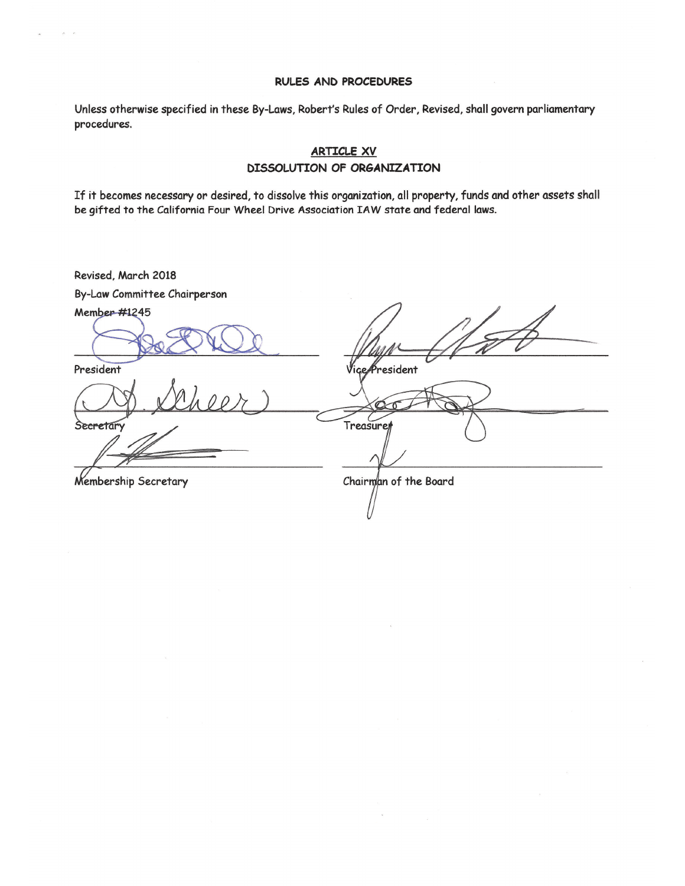**RULES AND PROCEDURES**

Unless otherwise specified in these By-Laws, Robert's Rules of Order, Revised, shall govern parliamentary procedures.

## ARTICLE XV
## DISSOLUTION OF ORGANIZATION

If it becomes necessary or desired, to dissolve this organization, all property, funds and other assets shall be gifted to the California Four Wheel Drive Association IAW state and federal laws.

Revised, March 2018

By-Law Committee Chairperson

Member #1245

President

Vice-President

Secretary

Treasurer

Membership Secretary

Chairman of the Board